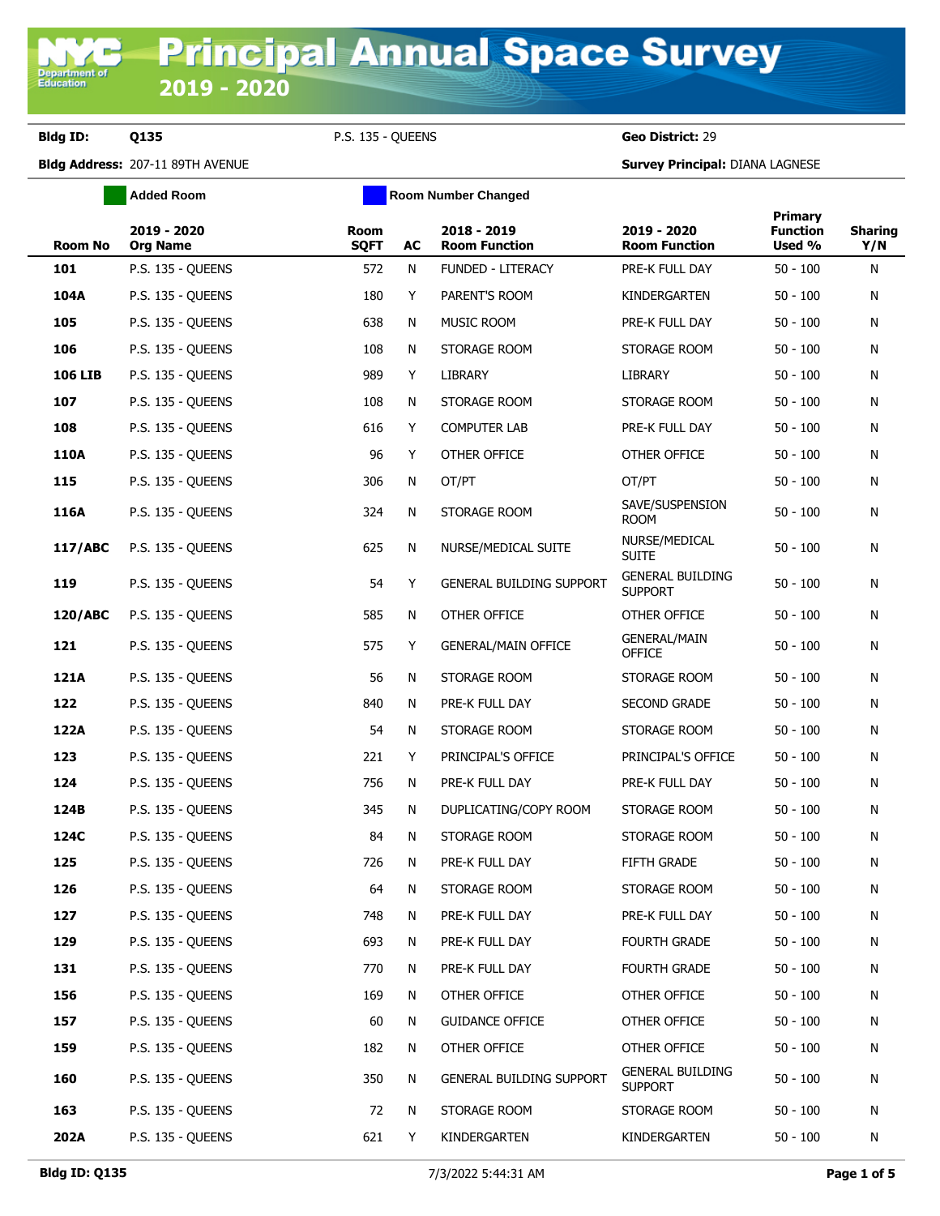# Principal Annual Space Survey 2019 - 2020

**Bldg ID:** Q135 &nbsp;&nbsp; P.S. 135 - QUEENS &nbsp;&nbsp; **Geo District:** 29

**Bldg Address:** 207-11 89TH AVENUE &nbsp;&nbsp; **Survey Principal:** DIANA LAGNESE

Added Room &nbsp;&nbsp; Room Number Changed

| Room No | 2019 - 2020 Org Name | Room SQFT | AC | 2018 - 2019 Room Function | 2019 - 2020 Room Function | Primary Function Used % | Sharing Y/N |
|---|---|---|---|---|---|---|---|
| 101 | P.S. 135 - QUEENS | 572 | N | FUNDED - LITERACY | PRE-K FULL DAY | 50 - 100 | N |
| 104A | P.S. 135 - QUEENS | 180 | Y | PARENT'S ROOM | KINDERGARTEN | 50 - 100 | N |
| 105 | P.S. 135 - QUEENS | 638 | N | MUSIC ROOM | PRE-K FULL DAY | 50 - 100 | N |
| 106 | P.S. 135 - QUEENS | 108 | N | STORAGE ROOM | STORAGE ROOM | 50 - 100 | N |
| 106 LIB | P.S. 135 - QUEENS | 989 | Y | LIBRARY | LIBRARY | 50 - 100 | N |
| 107 | P.S. 135 - QUEENS | 108 | N | STORAGE ROOM | STORAGE ROOM | 50 - 100 | N |
| 108 | P.S. 135 - QUEENS | 616 | Y | COMPUTER LAB | PRE-K FULL DAY | 50 - 100 | N |
| 110A | P.S. 135 - QUEENS | 96 | Y | OTHER OFFICE | OTHER OFFICE | 50 - 100 | N |
| 115 | P.S. 135 - QUEENS | 306 | N | OT/PT | OT/PT | 50 - 100 | N |
| 116A | P.S. 135 - QUEENS | 324 | N | STORAGE ROOM | SAVE/SUSPENSION ROOM | 50 - 100 | N |
| 117/ABC | P.S. 135 - QUEENS | 625 | N | NURSE/MEDICAL SUITE | NURSE/MEDICAL SUITE | 50 - 100 | N |
| 119 | P.S. 135 - QUEENS | 54 | Y | GENERAL BUILDING SUPPORT | GENERAL BUILDING SUPPORT | 50 - 100 | N |
| 120/ABC | P.S. 135 - QUEENS | 585 | N | OTHER OFFICE | OTHER OFFICE | 50 - 100 | N |
| 121 | P.S. 135 - QUEENS | 575 | Y | GENERAL/MAIN OFFICE | GENERAL/MAIN OFFICE | 50 - 100 | N |
| 121A | P.S. 135 - QUEENS | 56 | N | STORAGE ROOM | STORAGE ROOM | 50 - 100 | N |
| 122 | P.S. 135 - QUEENS | 840 | N | PRE-K FULL DAY | SECOND GRADE | 50 - 100 | N |
| 122A | P.S. 135 - QUEENS | 54 | N | STORAGE ROOM | STORAGE ROOM | 50 - 100 | N |
| 123 | P.S. 135 - QUEENS | 221 | Y | PRINCIPAL'S OFFICE | PRINCIPAL'S OFFICE | 50 - 100 | N |
| 124 | P.S. 135 - QUEENS | 756 | N | PRE-K FULL DAY | PRE-K FULL DAY | 50 - 100 | N |
| 124B | P.S. 135 - QUEENS | 345 | N | DUPLICATING/COPY ROOM | STORAGE ROOM | 50 - 100 | N |
| 124C | P.S. 135 - QUEENS | 84 | N | STORAGE ROOM | STORAGE ROOM | 50 - 100 | N |
| 125 | P.S. 135 - QUEENS | 726 | N | PRE-K FULL DAY | FIFTH GRADE | 50 - 100 | N |
| 126 | P.S. 135 - QUEENS | 64 | N | STORAGE ROOM | STORAGE ROOM | 50 - 100 | N |
| 127 | P.S. 135 - QUEENS | 748 | N | PRE-K FULL DAY | PRE-K FULL DAY | 50 - 100 | N |
| 129 | P.S. 135 - QUEENS | 693 | N | PRE-K FULL DAY | FOURTH GRADE | 50 - 100 | N |
| 131 | P.S. 135 - QUEENS | 770 | N | PRE-K FULL DAY | FOURTH GRADE | 50 - 100 | N |
| 156 | P.S. 135 - QUEENS | 169 | N | OTHER OFFICE | OTHER OFFICE | 50 - 100 | N |
| 157 | P.S. 135 - QUEENS | 60 | N | GUIDANCE OFFICE | OTHER OFFICE | 50 - 100 | N |
| 159 | P.S. 135 - QUEENS | 182 | N | OTHER OFFICE | OTHER OFFICE | 50 - 100 | N |
| 160 | P.S. 135 - QUEENS | 350 | N | GENERAL BUILDING SUPPORT | GENERAL BUILDING SUPPORT | 50 - 100 | N |
| 163 | P.S. 135 - QUEENS | 72 | N | STORAGE ROOM | STORAGE ROOM | 50 - 100 | N |
| 202A | P.S. 135 - QUEENS | 621 | Y | KINDERGARTEN | KINDERGARTEN | 50 - 100 | N |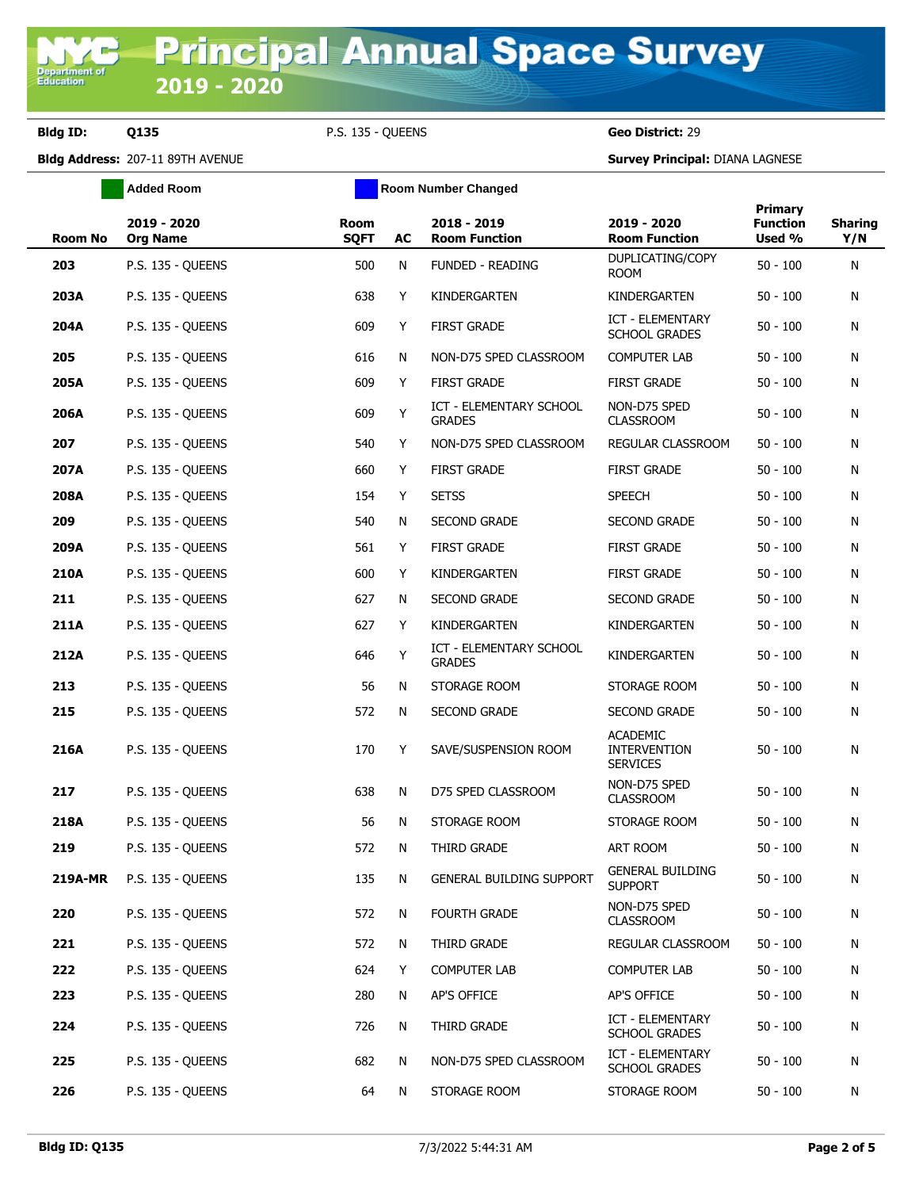# Principal Annual Space Survey 2019 - 2020

**Bldg ID:** Q135 P.S. 135 - QUEENS **Geo District:** 29

**Bldg Address:** 207-11 89TH AVENUE **Survey Principal:** DIANA LAGNESE

Added Room | Room Number Changed

| Room No | 2019 - 2020 Org Name | Room SQFT | AC | 2018 - 2019 Room Function | 2019 - 2020 Room Function | Primary Function Used % | Sharing Y/N |
|---|---|---|---|---|---|---|---|
| 203 | P.S. 135 - QUEENS | 500 | N | FUNDED - READING | DUPLICATING/COPY ROOM | 50 - 100 | N |
| 203A | P.S. 135 - QUEENS | 638 | Y | KINDERGARTEN | KINDERGARTEN | 50 - 100 | N |
| 204A | P.S. 135 - QUEENS | 609 | Y | FIRST GRADE | ICT - ELEMENTARY SCHOOL GRADES | 50 - 100 | N |
| 205 | P.S. 135 - QUEENS | 616 | N | NON-D75 SPED CLASSROOM | COMPUTER LAB | 50 - 100 | N |
| 205A | P.S. 135 - QUEENS | 609 | Y | FIRST GRADE | FIRST GRADE | 50 - 100 | N |
| 206A | P.S. 135 - QUEENS | 609 | Y | ICT - ELEMENTARY SCHOOL GRADES | NON-D75 SPED CLASSROOM | 50 - 100 | N |
| 207 | P.S. 135 - QUEENS | 540 | Y | NON-D75 SPED CLASSROOM | REGULAR CLASSROOM | 50 - 100 | N |
| 207A | P.S. 135 - QUEENS | 660 | Y | FIRST GRADE | FIRST GRADE | 50 - 100 | N |
| 208A | P.S. 135 - QUEENS | 154 | Y | SETSS | SPEECH | 50 - 100 | N |
| 209 | P.S. 135 - QUEENS | 540 | N | SECOND GRADE | SECOND GRADE | 50 - 100 | N |
| 209A | P.S. 135 - QUEENS | 561 | Y | FIRST GRADE | FIRST GRADE | 50 - 100 | N |
| 210A | P.S. 135 - QUEENS | 600 | Y | KINDERGARTEN | FIRST GRADE | 50 - 100 | N |
| 211 | P.S. 135 - QUEENS | 627 | N | SECOND GRADE | SECOND GRADE | 50 - 100 | N |
| 211A | P.S. 135 - QUEENS | 627 | Y | KINDERGARTEN | KINDERGARTEN | 50 - 100 | N |
| 212A | P.S. 135 - QUEENS | 646 | Y | ICT - ELEMENTARY SCHOOL GRADES | KINDERGARTEN | 50 - 100 | N |
| 213 | P.S. 135 - QUEENS | 56 | N | STORAGE ROOM | STORAGE ROOM | 50 - 100 | N |
| 215 | P.S. 135 - QUEENS | 572 | N | SECOND GRADE | SECOND GRADE | 50 - 100 | N |
| 216A | P.S. 135 - QUEENS | 170 | Y | SAVE/SUSPENSION ROOM | ACADEMIC INTERVENTION SERVICES | 50 - 100 | N |
| 217 | P.S. 135 - QUEENS | 638 | N | D75 SPED CLASSROOM | NON-D75 SPED CLASSROOM | 50 - 100 | N |
| 218A | P.S. 135 - QUEENS | 56 | N | STORAGE ROOM | STORAGE ROOM | 50 - 100 | N |
| 219 | P.S. 135 - QUEENS | 572 | N | THIRD GRADE | ART ROOM | 50 - 100 | N |
| 219A-MR | P.S. 135 - QUEENS | 135 | N | GENERAL BUILDING SUPPORT | GENERAL BUILDING SUPPORT | 50 - 100 | N |
| 220 | P.S. 135 - QUEENS | 572 | N | FOURTH GRADE | NON-D75 SPED CLASSROOM | 50 - 100 | N |
| 221 | P.S. 135 - QUEENS | 572 | N | THIRD GRADE | REGULAR CLASSROOM | 50 - 100 | N |
| 222 | P.S. 135 - QUEENS | 624 | Y | COMPUTER LAB | COMPUTER LAB | 50 - 100 | N |
| 223 | P.S. 135 - QUEENS | 280 | N | AP'S OFFICE | AP'S OFFICE | 50 - 100 | N |
| 224 | P.S. 135 - QUEENS | 726 | N | THIRD GRADE | ICT - ELEMENTARY SCHOOL GRADES | 50 - 100 | N |
| 225 | P.S. 135 - QUEENS | 682 | N | NON-D75 SPED CLASSROOM | ICT - ELEMENTARY SCHOOL GRADES | 50 - 100 | N |
| 226 | P.S. 135 - QUEENS | 64 | N | STORAGE ROOM | STORAGE ROOM | 50 - 100 | N |

Bldg ID: Q135 7/3/2022 5:44:31 AM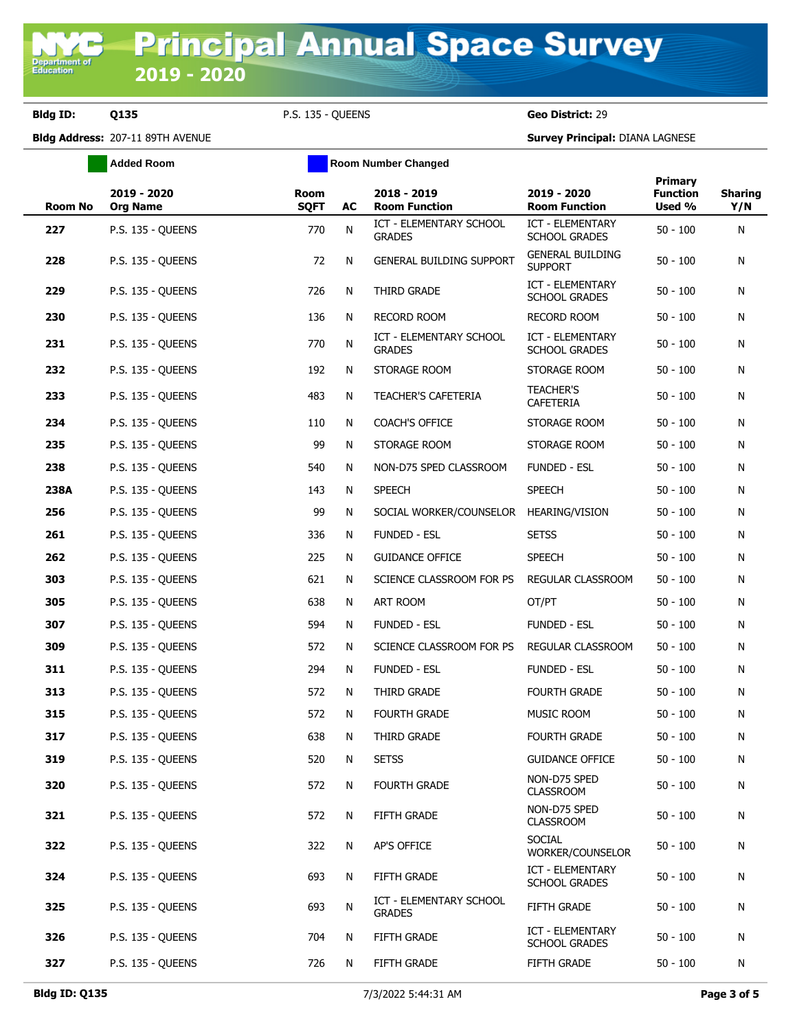# Principal Annual Space Survey 2019 - 2020

**Bldg ID:** Q135 P.S. 135 - QUEENS **Geo District:** 29

**Bldg Address:** 207-11 89TH AVENUE **Survey Principal:** DIANA LAGNESE

Added Room | Room Number Changed

| Room No | 2019 - 2020 Org Name | Room SQFT | AC | 2018 - 2019 Room Function | 2019 - 2020 Room Function | Primary Function Used % | Sharing Y/N |
|---|---|---|---|---|---|---|---|
| **227** | P.S. 135 - QUEENS | 770 | N | ICT - ELEMENTARY SCHOOL GRADES | ICT - ELEMENTARY SCHOOL GRADES | 50 - 100 | N |
| **228** | P.S. 135 - QUEENS | 72 | N | GENERAL BUILDING SUPPORT | GENERAL BUILDING SUPPORT | 50 - 100 | N |
| **229** | P.S. 135 - QUEENS | 726 | N | THIRD GRADE | ICT - ELEMENTARY SCHOOL GRADES | 50 - 100 | N |
| **230** | P.S. 135 - QUEENS | 136 | N | RECORD ROOM | RECORD ROOM | 50 - 100 | N |
| **231** | P.S. 135 - QUEENS | 770 | N | ICT - ELEMENTARY SCHOOL GRADES | ICT - ELEMENTARY SCHOOL GRADES | 50 - 100 | N |
| **232** | P.S. 135 - QUEENS | 192 | N | STORAGE ROOM | STORAGE ROOM | 50 - 100 | N |
| **233** | P.S. 135 - QUEENS | 483 | N | TEACHER'S CAFETERIA | TEACHER'S CAFETERIA | 50 - 100 | N |
| **234** | P.S. 135 - QUEENS | 110 | N | COACH'S OFFICE | STORAGE ROOM | 50 - 100 | N |
| **235** | P.S. 135 - QUEENS | 99 | N | STORAGE ROOM | STORAGE ROOM | 50 - 100 | N |
| **238** | P.S. 135 - QUEENS | 540 | N | NON-D75 SPED CLASSROOM | FUNDED - ESL | 50 - 100 | N |
| **238A** | P.S. 135 - QUEENS | 143 | N | SPEECH | SPEECH | 50 - 100 | N |
| **256** | P.S. 135 - QUEENS | 99 | N | SOCIAL WORKER/COUNSELOR | HEARING/VISION | 50 - 100 | N |
| **261** | P.S. 135 - QUEENS | 336 | N | FUNDED - ESL | SETSS | 50 - 100 | N |
| **262** | P.S. 135 - QUEENS | 225 | N | GUIDANCE OFFICE | SPEECH | 50 - 100 | N |
| **303** | P.S. 135 - QUEENS | 621 | N | SCIENCE CLASSROOM FOR PS | REGULAR CLASSROOM | 50 - 100 | N |
| **305** | P.S. 135 - QUEENS | 638 | N | ART ROOM | OT/PT | 50 - 100 | N |
| **307** | P.S. 135 - QUEENS | 594 | N | FUNDED - ESL | FUNDED - ESL | 50 - 100 | N |
| **309** | P.S. 135 - QUEENS | 572 | N | SCIENCE CLASSROOM FOR PS | REGULAR CLASSROOM | 50 - 100 | N |
| **311** | P.S. 135 - QUEENS | 294 | N | FUNDED - ESL | FUNDED - ESL | 50 - 100 | N |
| **313** | P.S. 135 - QUEENS | 572 | N | THIRD GRADE | FOURTH GRADE | 50 - 100 | N |
| **315** | P.S. 135 - QUEENS | 572 | N | FOURTH GRADE | MUSIC ROOM | 50 - 100 | N |
| **317** | P.S. 135 - QUEENS | 638 | N | THIRD GRADE | FOURTH GRADE | 50 - 100 | N |
| **319** | P.S. 135 - QUEENS | 520 | N | SETSS | GUIDANCE OFFICE | 50 - 100 | N |
| **320** | P.S. 135 - QUEENS | 572 | N | FOURTH GRADE | NON-D75 SPED CLASSROOM | 50 - 100 | N |
| **321** | P.S. 135 - QUEENS | 572 | N | FIFTH GRADE | NON-D75 SPED CLASSROOM | 50 - 100 | N |
| **322** | P.S. 135 - QUEENS | 322 | N | AP'S OFFICE | SOCIAL WORKER/COUNSELOR | 50 - 100 | N |
| **324** | P.S. 135 - QUEENS | 693 | N | FIFTH GRADE | ICT - ELEMENTARY SCHOOL GRADES | 50 - 100 | N |
| **325** | P.S. 135 - QUEENS | 693 | N | ICT - ELEMENTARY SCHOOL GRADES | FIFTH GRADE | 50 - 100 | N |
| **326** | P.S. 135 - QUEENS | 704 | N | FIFTH GRADE | ICT - ELEMENTARY SCHOOL GRADES | 50 - 100 | N |
| **327** | P.S. 135 - QUEENS | 726 | N | FIFTH GRADE | FIFTH GRADE | 50 - 100 | N |

**Bldg ID: Q135** 7/3/2022 5:44:31 AM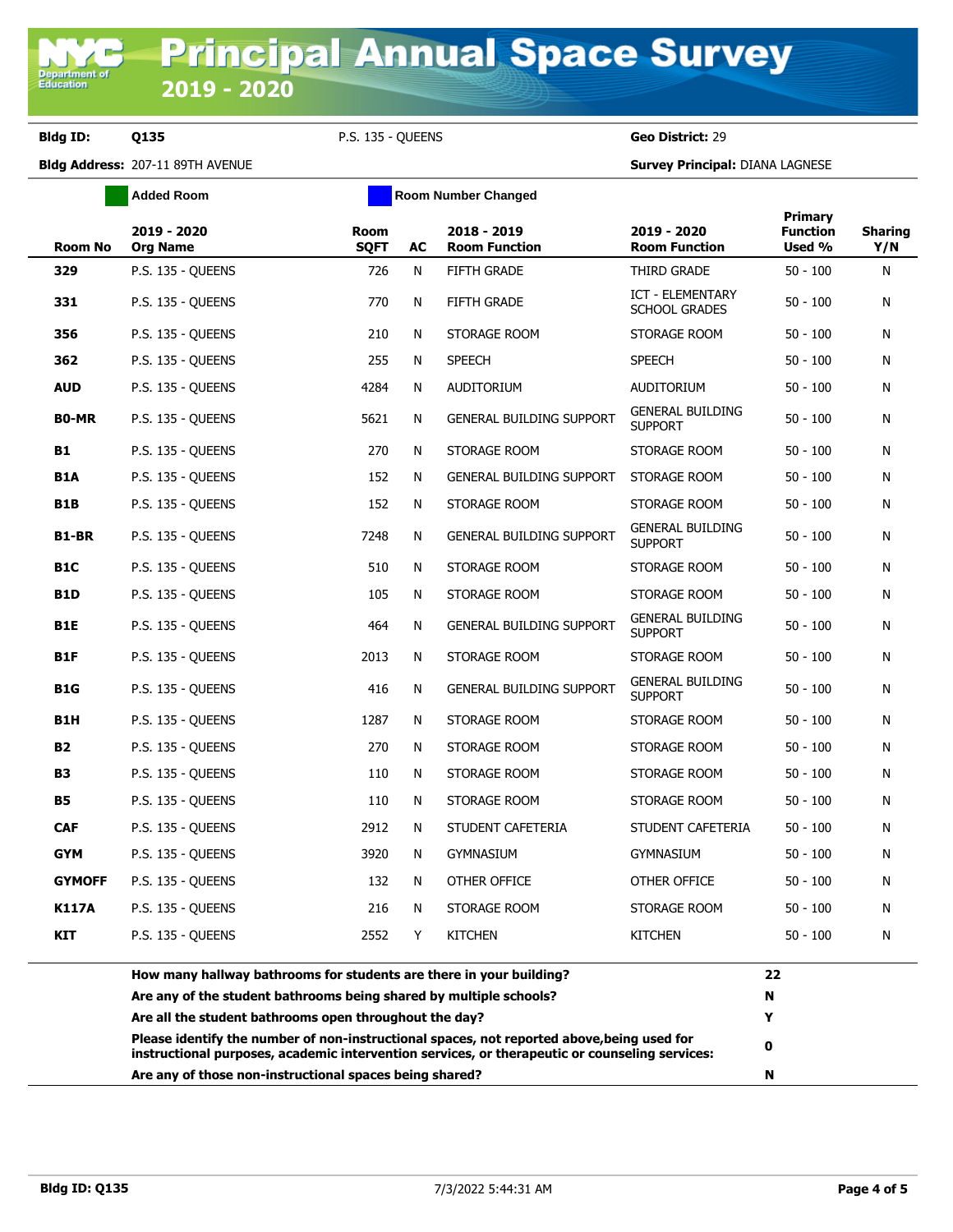# Principal Annual Space Survey 2019 - 2020

**Bldg ID:** Q135 P.S. 135 - QUEENS **Geo District:** 29

**Bldg Address:** 207-11 89TH AVENUE **Survey Principal:** DIANA LAGNESE

Added Room | Room Number Changed

| Room No | 2019 - 2020 Org Name | Room SQFT | AC | 2018 - 2019 Room Function | 2019 - 2020 Room Function | Primary Function Used % | Sharing Y/N |
|---|---|---|---|---|---|---|---|
| **329** | P.S. 135 - QUEENS | 726 | N | FIFTH GRADE | THIRD GRADE | 50 - 100 | N |
| **331** | P.S. 135 - QUEENS | 770 | N | FIFTH GRADE | ICT - ELEMENTARY SCHOOL GRADES | 50 - 100 | N |
| **356** | P.S. 135 - QUEENS | 210 | N | STORAGE ROOM | STORAGE ROOM | 50 - 100 | N |
| **362** | P.S. 135 - QUEENS | 255 | N | SPEECH | SPEECH | 50 - 100 | N |
| **AUD** | P.S. 135 - QUEENS | 4284 | N | AUDITORIUM | AUDITORIUM | 50 - 100 | N |
| **B0-MR** | P.S. 135 - QUEENS | 5621 | N | GENERAL BUILDING SUPPORT | GENERAL BUILDING SUPPORT | 50 - 100 | N |
| **B1** | P.S. 135 - QUEENS | 270 | N | STORAGE ROOM | STORAGE ROOM | 50 - 100 | N |
| **B1A** | P.S. 135 - QUEENS | 152 | N | GENERAL BUILDING SUPPORT | STORAGE ROOM | 50 - 100 | N |
| **B1B** | P.S. 135 - QUEENS | 152 | N | STORAGE ROOM | STORAGE ROOM | 50 - 100 | N |
| **B1-BR** | P.S. 135 - QUEENS | 7248 | N | GENERAL BUILDING SUPPORT | GENERAL BUILDING SUPPORT | 50 - 100 | N |
| **B1C** | P.S. 135 - QUEENS | 510 | N | STORAGE ROOM | STORAGE ROOM | 50 - 100 | N |
| **B1D** | P.S. 135 - QUEENS | 105 | N | STORAGE ROOM | STORAGE ROOM | 50 - 100 | N |
| **B1E** | P.S. 135 - QUEENS | 464 | N | GENERAL BUILDING SUPPORT | GENERAL BUILDING SUPPORT | 50 - 100 | N |
| **B1F** | P.S. 135 - QUEENS | 2013 | N | STORAGE ROOM | STORAGE ROOM | 50 - 100 | N |
| **B1G** | P.S. 135 - QUEENS | 416 | N | GENERAL BUILDING SUPPORT | GENERAL BUILDING SUPPORT | 50 - 100 | N |
| **B1H** | P.S. 135 - QUEENS | 1287 | N | STORAGE ROOM | STORAGE ROOM | 50 - 100 | N |
| **B2** | P.S. 135 - QUEENS | 270 | N | STORAGE ROOM | STORAGE ROOM | 50 - 100 | N |
| **B3** | P.S. 135 - QUEENS | 110 | N | STORAGE ROOM | STORAGE ROOM | 50 - 100 | N |
| **B5** | P.S. 135 - QUEENS | 110 | N | STORAGE ROOM | STORAGE ROOM | 50 - 100 | N |
| **CAF** | P.S. 135 - QUEENS | 2912 | N | STUDENT CAFETERIA | STUDENT CAFETERIA | 50 - 100 | N |
| **GYM** | P.S. 135 - QUEENS | 3920 | N | GYMNASIUM | GYMNASIUM | 50 - 100 | N |
| **GYMOFF** | P.S. 135 - QUEENS | 132 | N | OTHER OFFICE | OTHER OFFICE | 50 - 100 | N |
| **K117A** | P.S. 135 - QUEENS | 216 | N | STORAGE ROOM | STORAGE ROOM | 50 - 100 | N |
| **KIT** | P.S. 135 - QUEENS | 2552 | Y | KITCHEN | KITCHEN | 50 - 100 | N |

| Question | Answer |
|---|---|
| **How many hallway bathrooms for students are there in your building?** | **22** |
| **Are any of the student bathrooms being shared by multiple schools?** | **N** |
| **Are all the student bathrooms open throughout the day?** | **Y** |
| **Please identify the number of non-instructional spaces, not reported above,being used for instructional purposes, academic intervention services, or therapeutic or counseling services:** | **0** |
| **Are any of those non-instructional spaces being shared?** | **N** |

**Bldg ID: Q135** 7/3/2022 5:44:31 AM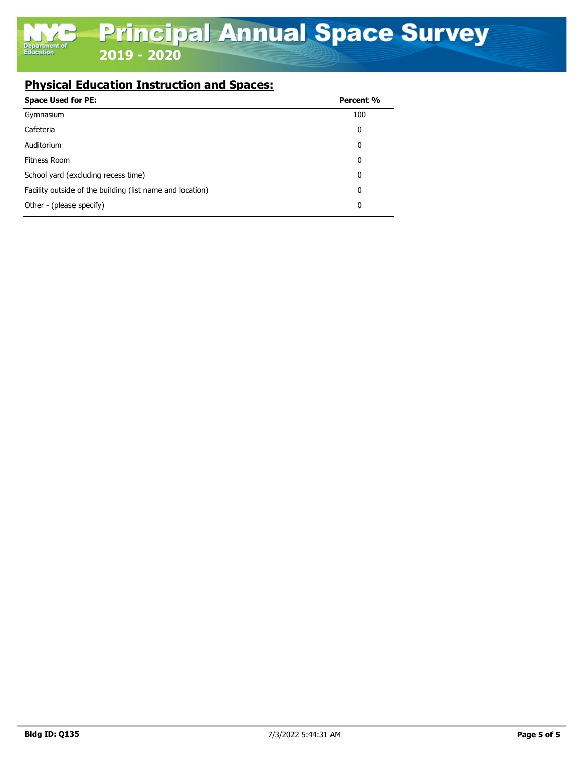## Physical Education Instruction and Spaces:

| Space Used for PE: | Percent % |
|---|---|
| Gymnasium | 100 |
| Cafeteria | 0 |
| Auditorium | 0 |
| Fitness Room | 0 |
| School yard (excluding recess time) | 0 |
| Facility outside of the building (list name and location) | 0 |
| Other - (please specify) | 0 |